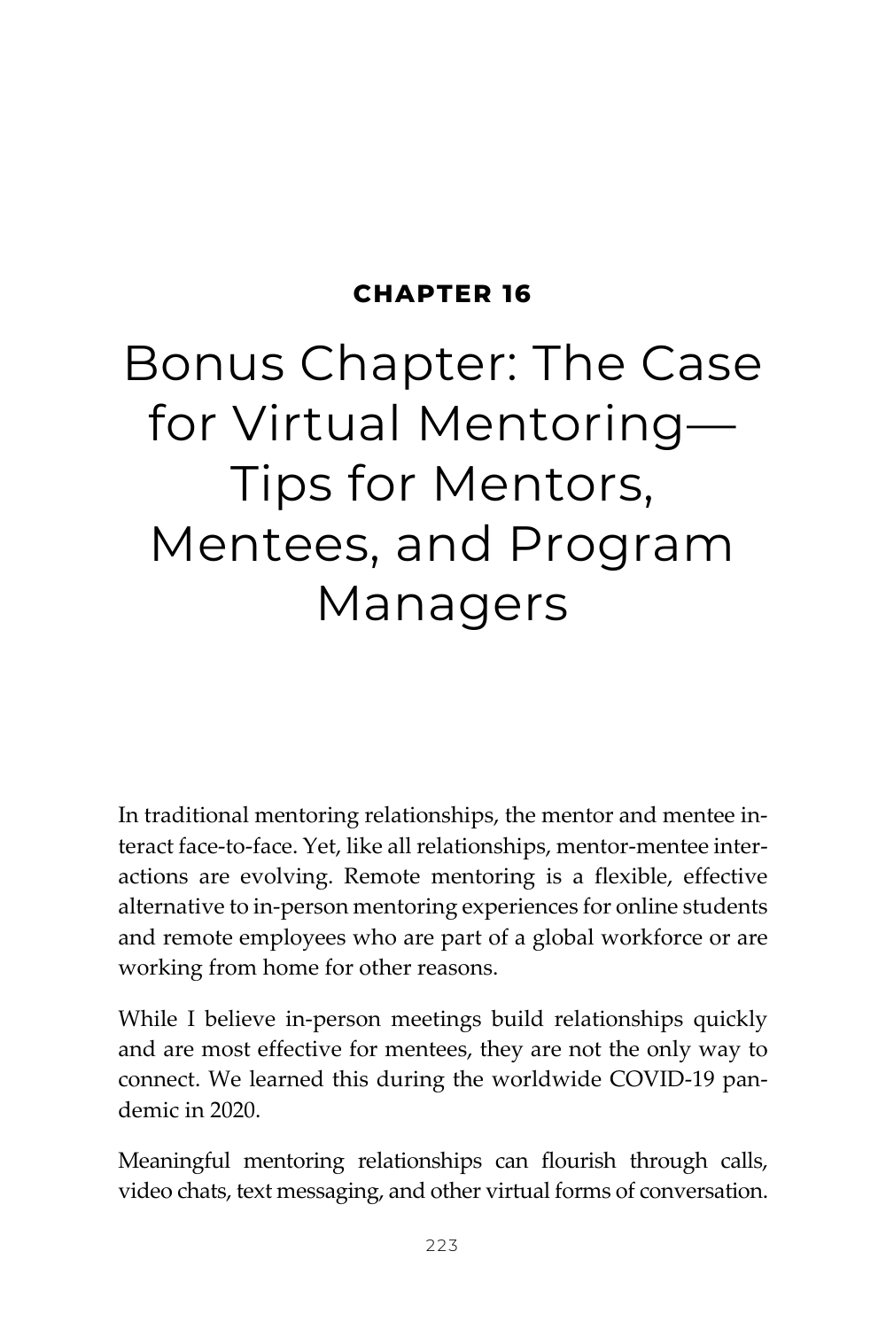**CHAPTER 16**

# Bonus Chapter: The Case for Virtual Mentoring—Tips for Mentors, Mentees, and Program Managers

In traditional mentoring relationships, the mentor and mentee interact face-to-face. Yet, like all relationships, mentor-mentee interactions are evolving. Remote mentoring is a flexible, effective alternative to in-person mentoring experiences for online students and remote employees who are part of a global workforce or are working from home for other reasons.

While I believe in-person meetings build relationships quickly and are most effective for mentees, they are not the only way to connect. We learned this during the worldwide COVID-19 pandemic in 2020.

Meaningful mentoring relationships can flourish through calls, video chats, text messaging, and other virtual forms of conversation.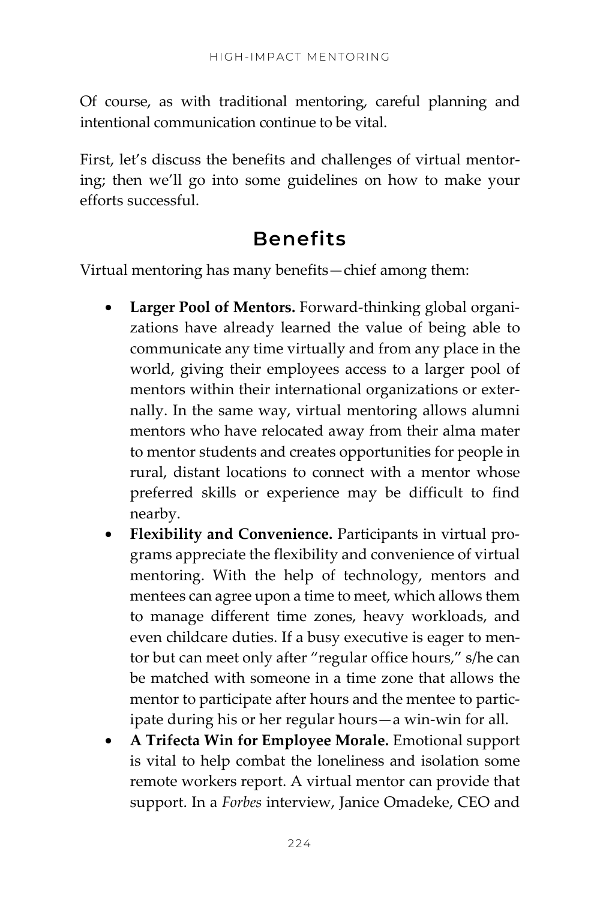Of course, as with traditional mentoring, careful planning and intentional communication continue to be vital.

First, let's discuss the benefits and challenges of virtual mentoring; then we'll go into some guidelines on how to make your efforts successful.

## Benefits

Virtual mentoring has many benefits—chief among them:

- **Larger Pool of Mentors.** Forward-thinking global organizations have already learned the value of being able to communicate any time virtually and from any place in the world, giving their employees access to a larger pool of mentors within their international organizations or externally. In the same way, virtual mentoring allows alumni mentors who have relocated away from their alma mater to mentor students and creates opportunities for people in rural, distant locations to connect with a mentor whose preferred skills or experience may be difficult to find nearby.
- **Flexibility and Convenience.** Participants in virtual programs appreciate the flexibility and convenience of virtual mentoring. With the help of technology, mentors and mentees can agree upon a time to meet, which allows them to manage different time zones, heavy workloads, and even childcare duties. If a busy executive is eager to mentor but can meet only after "regular office hours," s/he can be matched with someone in a time zone that allows the mentor to participate after hours and the mentee to participate during his or her regular hours—a win-win for all.
- **A Trifecta Win for Employee Morale.** Emotional support is vital to help combat the loneliness and isolation some remote workers report. A virtual mentor can provide that support. In a *Forbes* interview, Janice Omadeke, CEO and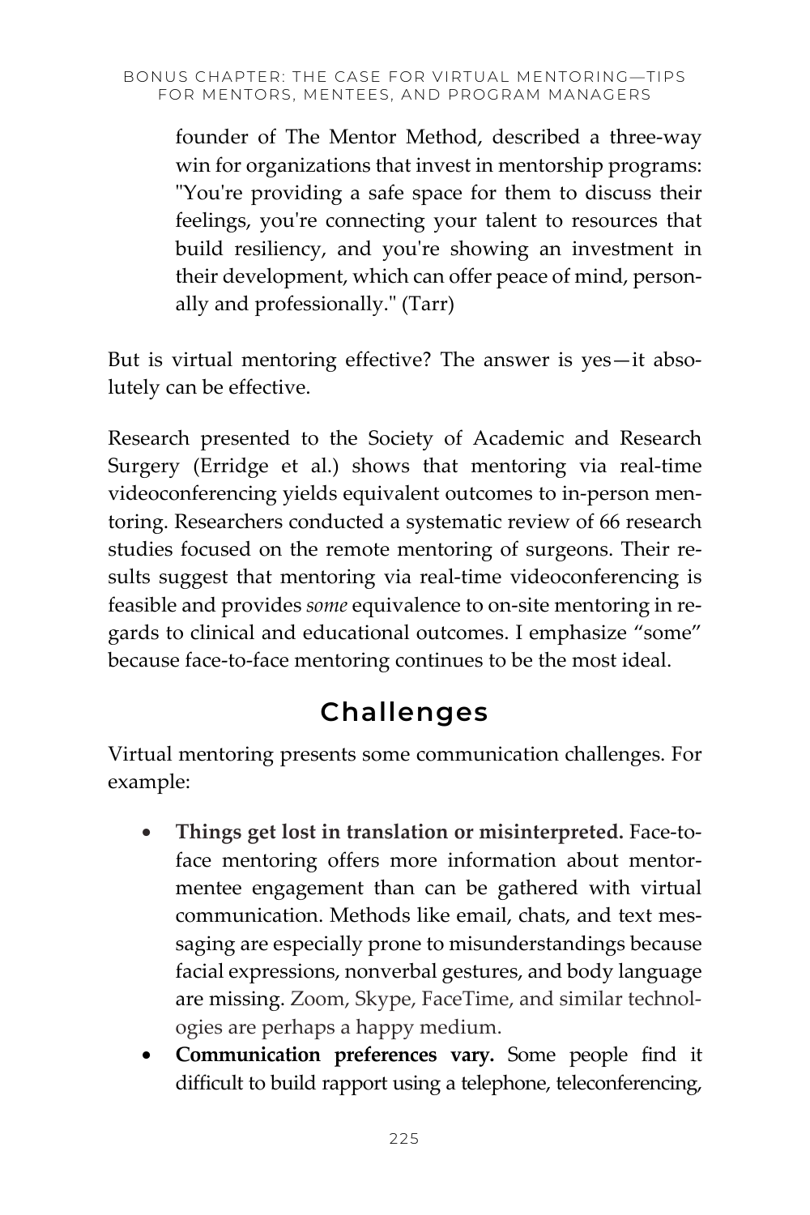founder of The Mentor Method, described a three-way win for organizations that invest in mentorship programs: "You're providing a safe space for them to discuss their feelings, you're connecting your talent to resources that build resiliency, and you're showing an investment in their development, which can offer peace of mind, personally and professionally." (Tarr)

But is virtual mentoring effective? The answer is yes—it absolutely can be effective.

Research presented to the Society of Academic and Research Surgery (Erridge et al.) shows that mentoring via real-time videoconferencing yields equivalent outcomes to in-person mentoring. Researchers conducted a systematic review of 66 research studies focused on the remote mentoring of surgeons. Their results suggest that mentoring via real-time videoconferencing is feasible and provides *some* equivalence to on-site mentoring in regards to clinical and educational outcomes. I emphasize "some" because face-to-face mentoring continues to be the most ideal.

## Challenges

Virtual mentoring presents some communication challenges. For example:

- **Things get lost in translation or misinterpreted.** Face-to-face mentoring offers more information about mentor-mentee engagement than can be gathered with virtual communication. Methods like email, chats, and text messaging are especially prone to misunderstandings because facial expressions, nonverbal gestures, and body language are missing. Zoom, Skype, FaceTime, and similar technologies are perhaps a happy medium.
- **Communication preferences vary.** Some people find it difficult to build rapport using a telephone, teleconferencing,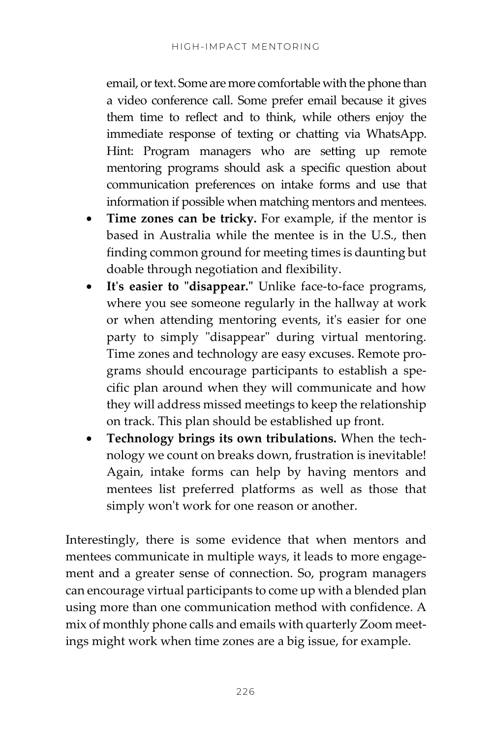email, or text. Some are more comfortable with the phone than a video conference call. Some prefer email because it gives them time to reflect and to think, while others enjoy the immediate response of texting or chatting via WhatsApp. Hint: Program managers who are setting up remote mentoring programs should ask a specific question about communication preferences on intake forms and use that information if possible when matching mentors and mentees.

- **Time zones can be tricky.** For example, if the mentor is based in Australia while the mentee is in the U.S., then finding common ground for meeting times is daunting but doable through negotiation and flexibility.
- **It's easier to "disappear."** Unlike face-to-face programs, where you see someone regularly in the hallway at work or when attending mentoring events, it's easier for one party to simply "disappear" during virtual mentoring. Time zones and technology are easy excuses. Remote programs should encourage participants to establish a specific plan around when they will communicate and how they will address missed meetings to keep the relationship on track. This plan should be established up front.
- **Technology brings its own tribulations.** When the technology we count on breaks down, frustration is inevitable! Again, intake forms can help by having mentors and mentees list preferred platforms as well as those that simply won't work for one reason or another.

Interestingly, there is some evidence that when mentors and mentees communicate in multiple ways, it leads to more engagement and a greater sense of connection. So, program managers can encourage virtual participants to come up with a blended plan using more than one communication method with confidence. A mix of monthly phone calls and emails with quarterly Zoom meetings might work when time zones are a big issue, for example.